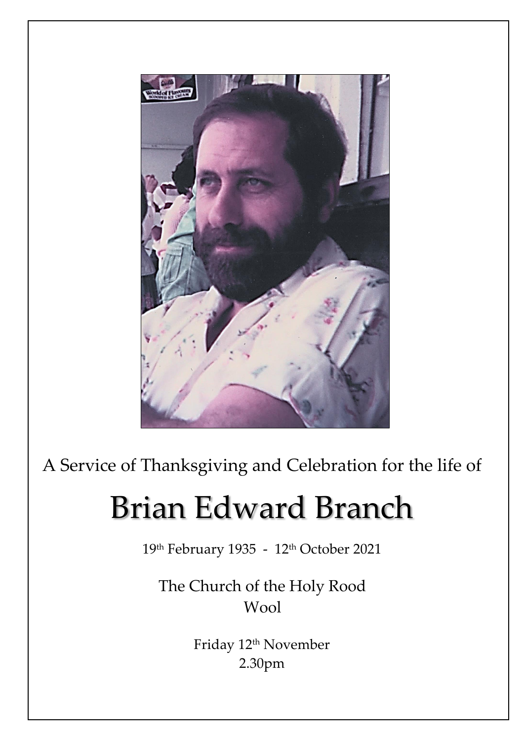A Service of Thanksgiving and Celebration for the life of

# Brian Edward Branch

19th February 1935 - 12th October 2021

The Church of the Holy Rood
Wool

Friday 12th November
2.30pm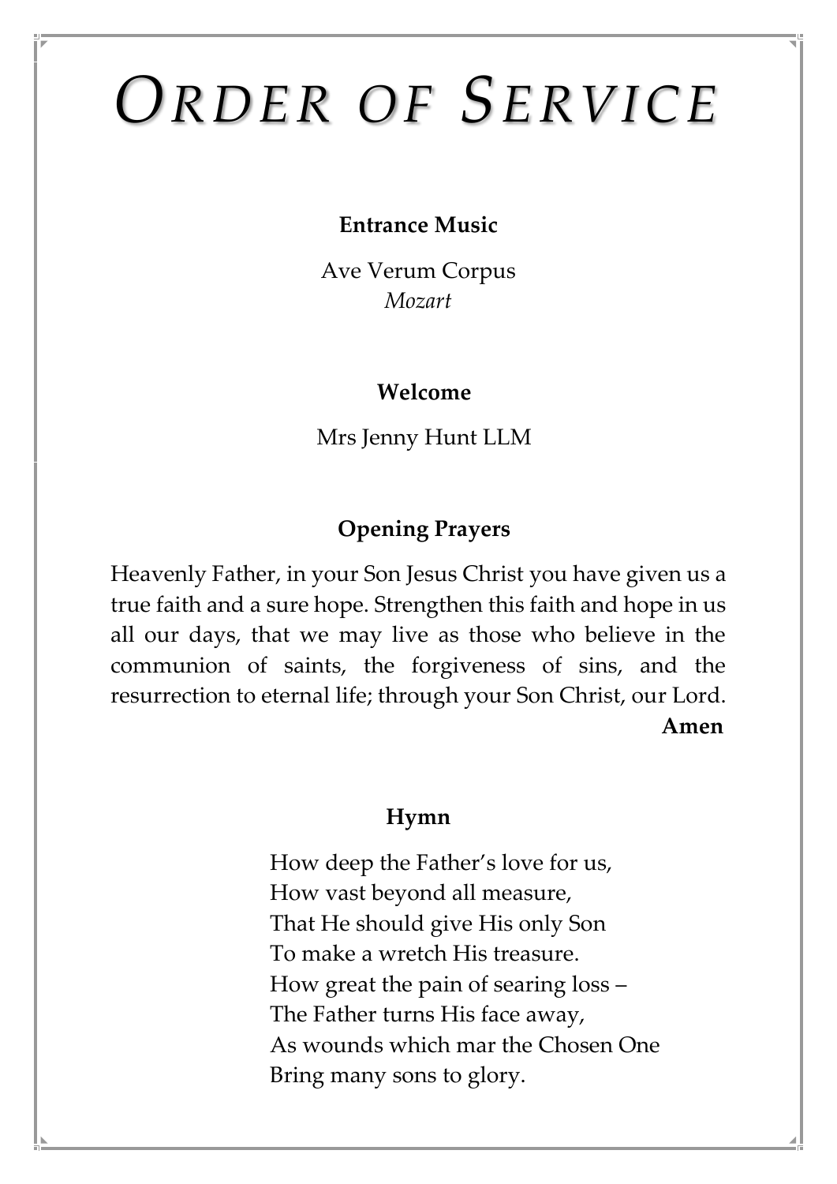# *ORDER OF SERVICE*

**Entrance Music**

Ave Verum Corpus
*Mozart*

**Welcome**

Mrs Jenny Hunt LLM

**Opening Prayers**

Heavenly Father, in your Son Jesus Christ you have given us a true faith and a sure hope. Strengthen this faith and hope in us all our days, that we may live as those who believe in the communion of saints, the forgiveness of sins, and the resurrection to eternal life; through your Son Christ, our Lord.
**Amen**

**Hymn**

How deep the Father's love for us,
How vast beyond all measure,
That He should give His only Son
To make a wretch His treasure.
How great the pain of searing loss –
The Father turns His face away,
As wounds which mar the Chosen One
Bring many sons to glory.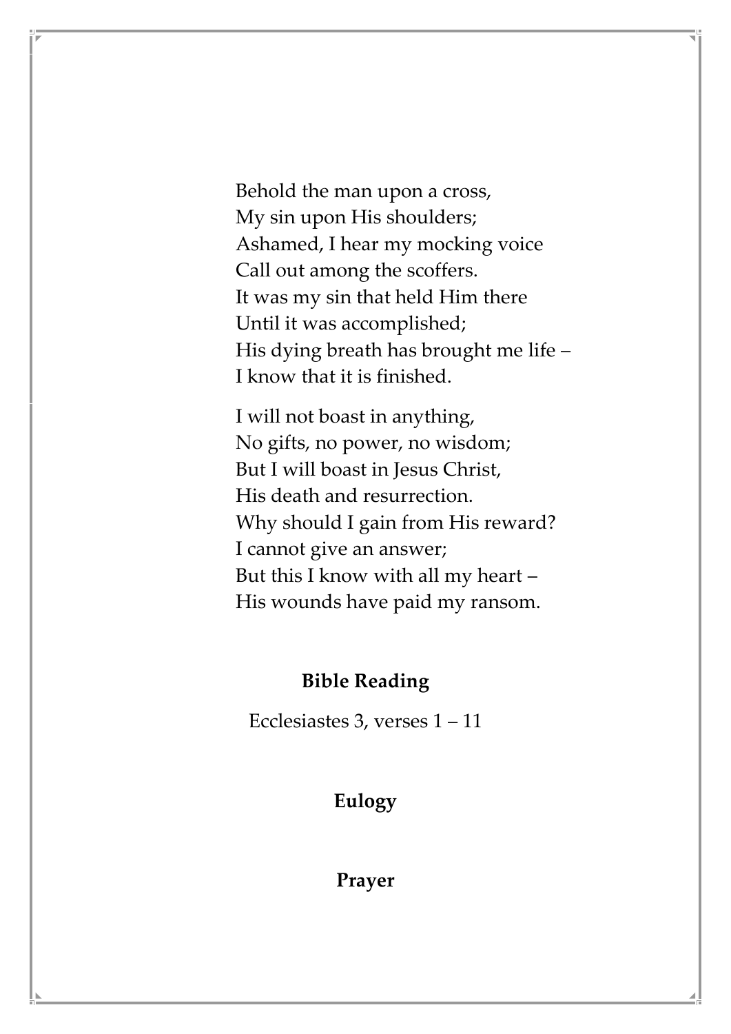Behold the man upon a cross,  
My sin upon His shoulders;  
Ashamed, I hear my mocking voice  
Call out among the scoffers.  
It was my sin that held Him there  
Until it was accomplished;  
His dying breath has brought me life –  
I know that it is finished.

I will not boast in anything,  
No gifts, no power, no wisdom;  
But I will boast in Jesus Christ,  
His death and resurrection.  
Why should I gain from His reward?  
I cannot give an answer;  
But this I know with all my heart –  
His wounds have paid my ransom.

**Bible Reading**

Ecclesiastes 3, verses 1 – 11

**Eulogy**

**Prayer**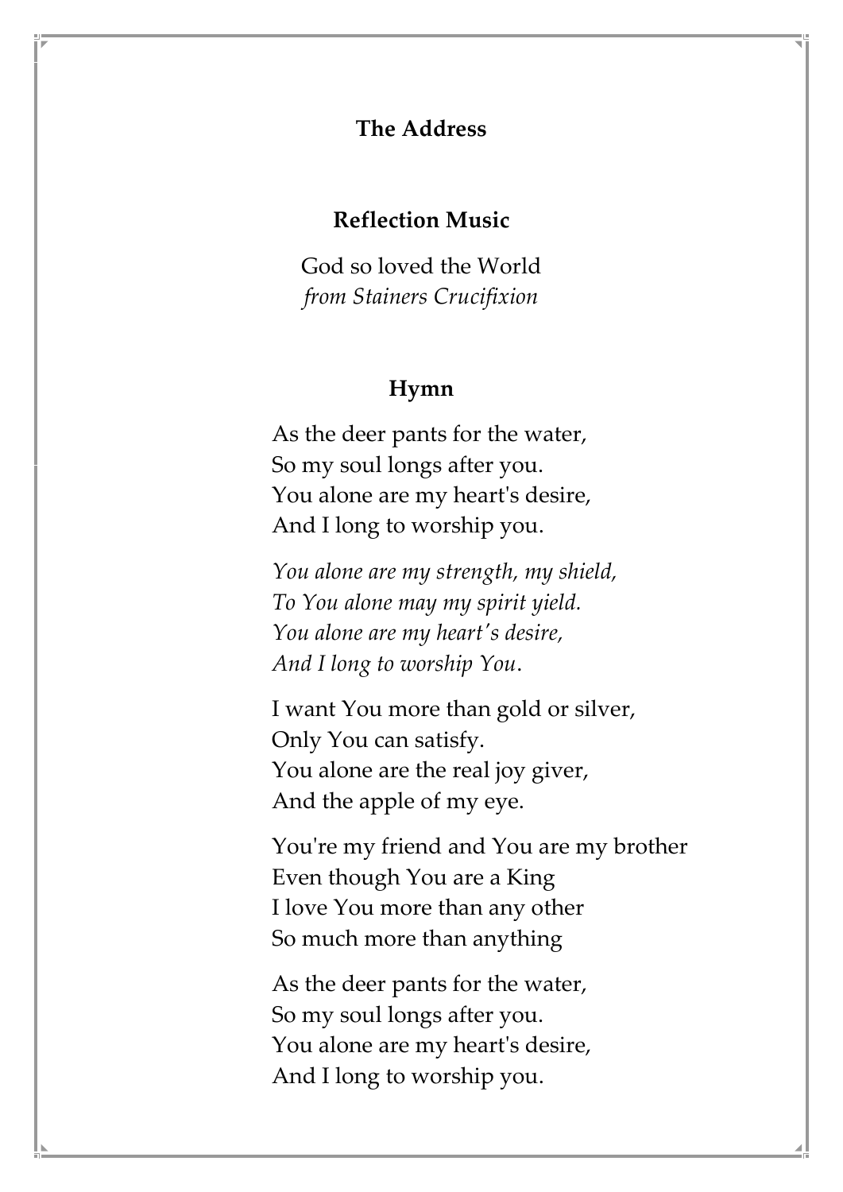**The Address**

**Reflection Music**

God so loved the World
*from Stainers Crucifixion*

**Hymn**

As the deer pants for the water,
So my soul longs after you.
You alone are my heart's desire,
And I long to worship you.

*You alone are my strength, my shield,*
*To You alone may my spirit yield.*
*You alone are my heart's desire,*
*And I long to worship You.*

I want You more than gold or silver,
Only You can satisfy.
You alone are the real joy giver,
And the apple of my eye.

You're my friend and You are my brother
Even though You are a King
I love You more than any other
So much more than anything

As the deer pants for the water,
So my soul longs after you.
You alone are my heart's desire,
And I long to worship you.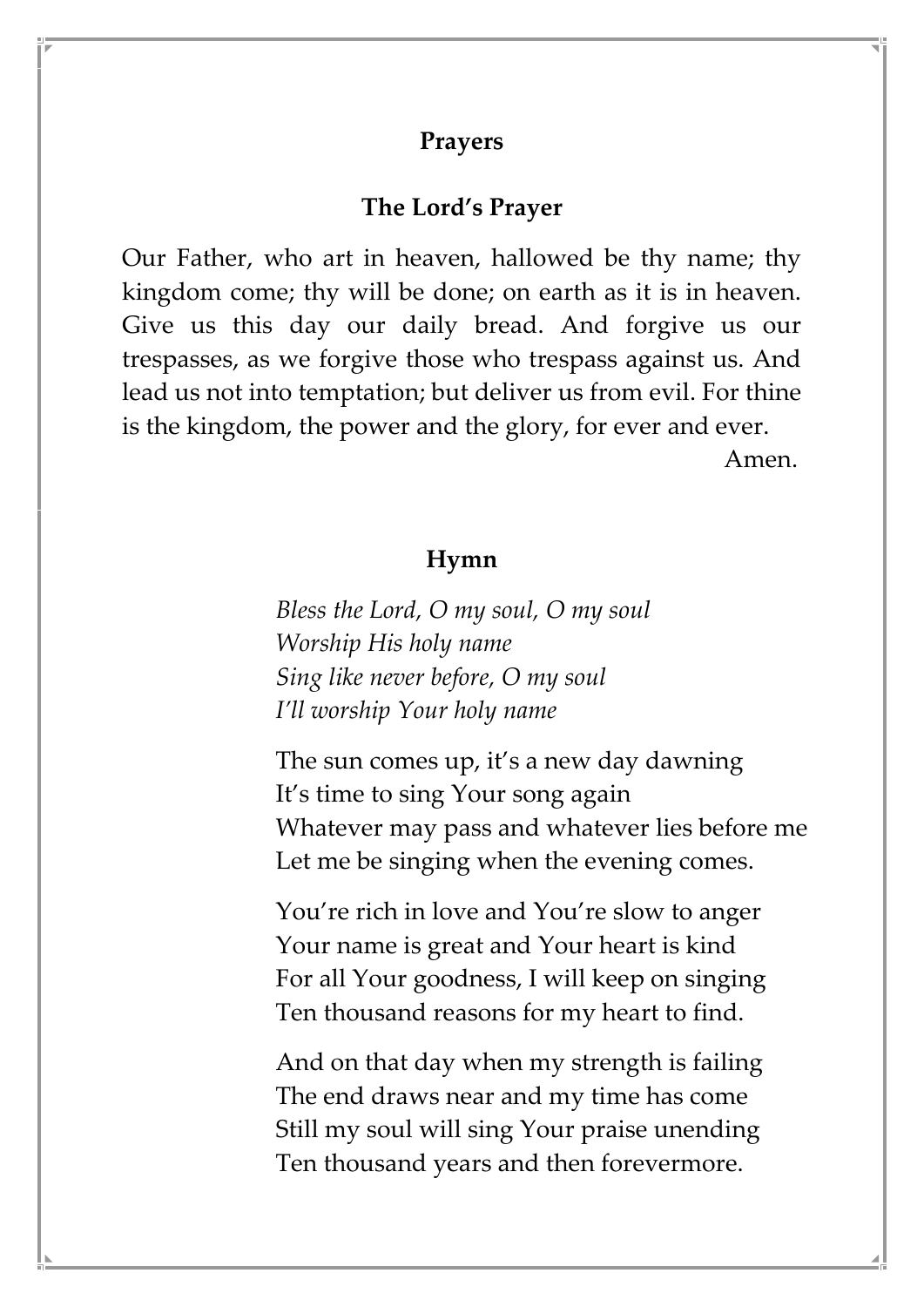## Prayers

### The Lord's Prayer

Our Father, who art in heaven, hallowed be thy name; thy kingdom come; thy will be done; on earth as it is in heaven. Give us this day our daily bread. And forgive us our trespasses, as we forgive those who trespass against us. And lead us not into temptation; but deliver us from evil. For thine is the kingdom, the power and the glory, for ever and ever.

Amen.

### Hymn

*Bless the Lord, O my soul, O my soul*
*Worship His holy name*
*Sing like never before, O my soul*
*I'll worship Your holy name*

The sun comes up, it's a new day dawning
It's time to sing Your song again
Whatever may pass and whatever lies before me
Let me be singing when the evening comes.

You're rich in love and You're slow to anger
Your name is great and Your heart is kind
For all Your goodness, I will keep on singing
Ten thousand reasons for my heart to find.

And on that day when my strength is failing
The end draws near and my time has come
Still my soul will sing Your praise unending
Ten thousand years and then forevermore.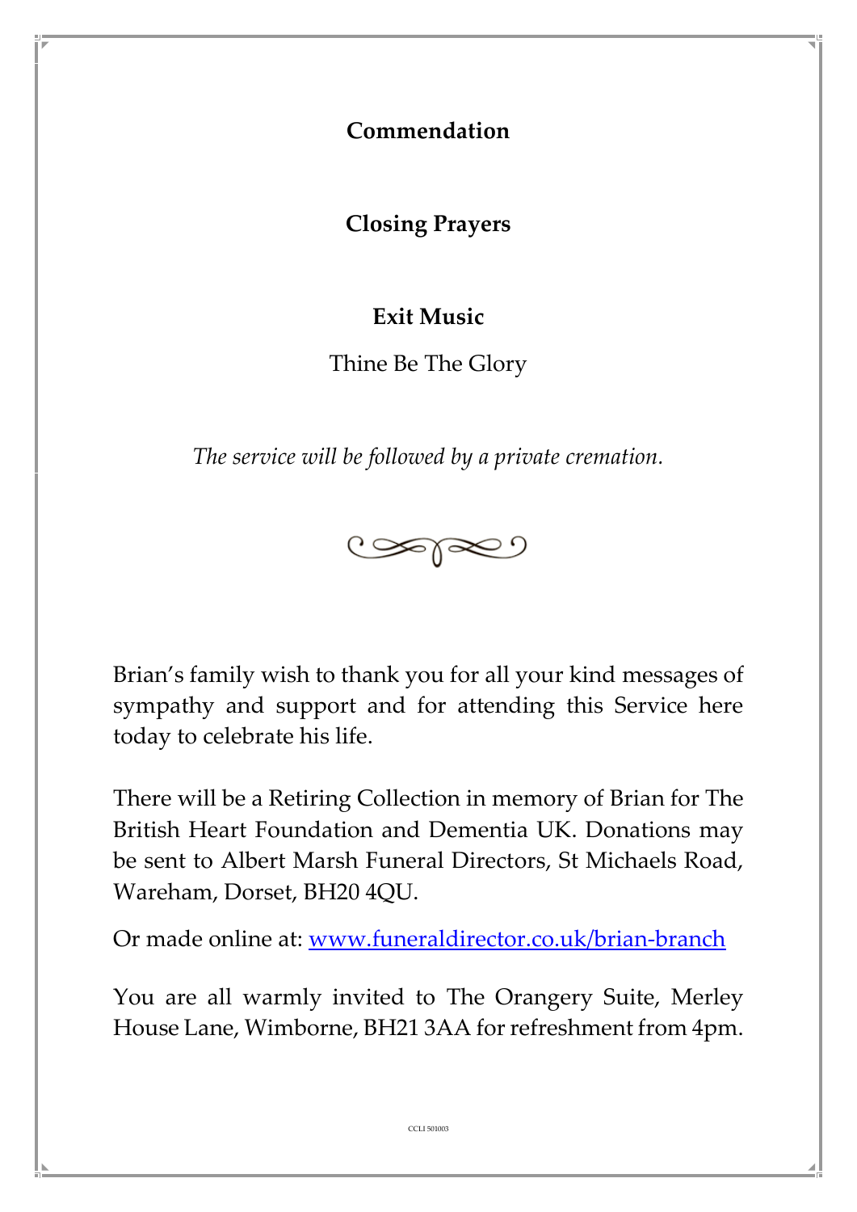**Commendation**

**Closing Prayers**

**Exit Music**

Thine Be The Glory

*The service will be followed by a private cremation.*

Brian's family wish to thank you for all your kind messages of sympathy and support and for attending this Service here today to celebrate his life.

There will be a Retiring Collection in memory of Brian for The British Heart Foundation and Dementia UK. Donations may be sent to Albert Marsh Funeral Directors, St Michaels Road, Wareham, Dorset, BH20 4QU.

Or made online at: [www.funeraldirector.co.uk/brian-branch](http://www.funeraldirector.co.uk/brian-branch)

You are all warmly invited to The Orangery Suite, Merley House Lane, Wimborne, BH21 3AA for refreshment from 4pm.

CCLI 501003